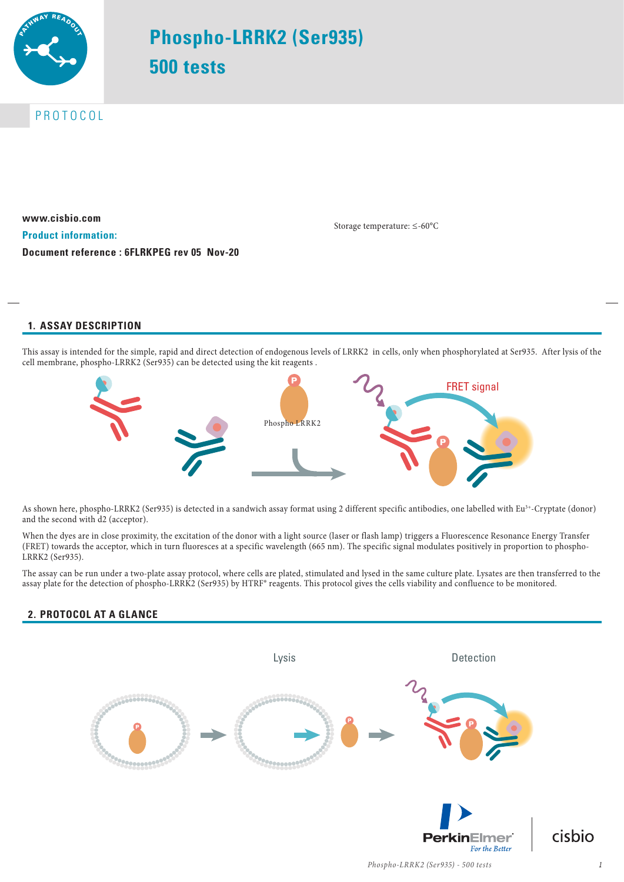# Phospho-LRRK2 (Ser935)
# 500 tests

PROTOCOL

**www.cisbio.com**

**Product information:**

**Document reference : 6FLRKPEG rev 05 Nov-20**

Storage temperature: ≤-60°C

## 1. ASSAY DESCRIPTION

This assay is intended for the simple, rapid and direct detection of endogenous levels of LRRK2 in cells, only when phosphorylated at Ser935. After lysis of the cell membrane, phospho-LRRK2 (Ser935) can be detected using the kit reagents .

Phospho LRRK2

FRET signal

As shown here, phospho-LRRK2 (Ser935) is detected in a sandwich assay format using 2 different specific antibodies, one labelled with $Eu^{3+}$-Cryptate (donor) and the second with d2 (acceptor).

When the dyes are in close proximity, the excitation of the donor with a light source (laser or flash lamp) triggers a Fluorescence Resonance Energy Transfer (FRET) towards the acceptor, which in turn fluoresces at a specific wavelength (665 nm). The specific signal modulates positively in proportion to phospho-LRRK2 (Ser935).

The assay can be run under a two-plate assay protocol, where cells are plated, stimulated and lysed in the same culture plate. Lysates are then transferred to the assay plate for the detection of phospho-LRRK2 (Ser935) by HTRF® reagents. This protocol gives the cells viability and confluence to be monitored.

## 2. PROTOCOL AT A GLANCE

Lysis

Detection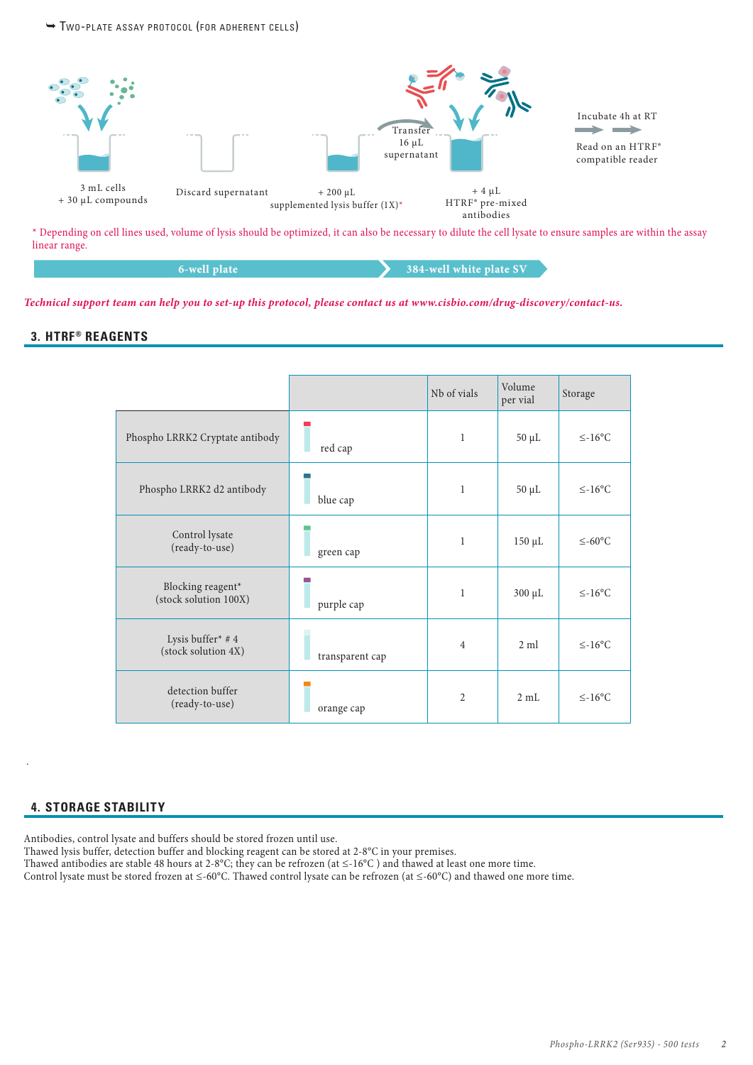➥ Two-plate assay protocol (for adherent cells)

3 mL cells
+ 30 µL compounds

Discard supernatant

+ 200 µL
supplemented lysis buffer (1X)*

Transfer
16 µL
supernatant

+ 4 µL
HTRF® pre-mixed
antibodies

Incubate 4h at RT

Read on an HTRF® compatible reader

\* Depending on cell lines used, volume of lysis should be optimized, it can also be necessary to dilute the cell lysate to ensure samples are within the assay linear range.

**6-well plate** | **384-well white plate SV**

***Technical support team can help you to set-up this protocol, please contact us at www.cisbio.com/drug-discovery/contact-us.***

## 3. HTRF® REAGENTS

| | | Nb of vials | Volume per vial | Storage |
|---|---|---|---|---|
| Phospho LRRK2 Cryptate antibody | red cap | 1 | 50 µL | ≤-16°C |
| Phospho LRRK2 d2 antibody | blue cap | 1 | 50 µL | ≤-16°C |
| Control lysate (ready-to-use) | green cap | 1 | 150 µL | ≤-60°C |
| Blocking reagent* (stock solution 100X) | purple cap | 1 | 300 µL | ≤-16°C |
| Lysis buffer* # 4 (stock solution 4X) | transparent cap | 4 | 2 ml | ≤-16°C |
| detection buffer (ready-to-use) | orange cap | 2 | 2 mL | ≤-16°C |

## 4. STORAGE STABILITY

Antibodies, control lysate and buffers should be stored frozen until use.
Thawed lysis buffer, detection buffer and blocking reagent can be stored at 2-8°C in your premises.
Thawed antibodies are stable 48 hours at 2-8°C; they can be refrozen (at ≤-16°C ) and thawed at least one more time.
Control lysate must be stored frozen at ≤-60°C. Thawed control lysate can be refrozen (at ≤-60°C) and thawed one more time.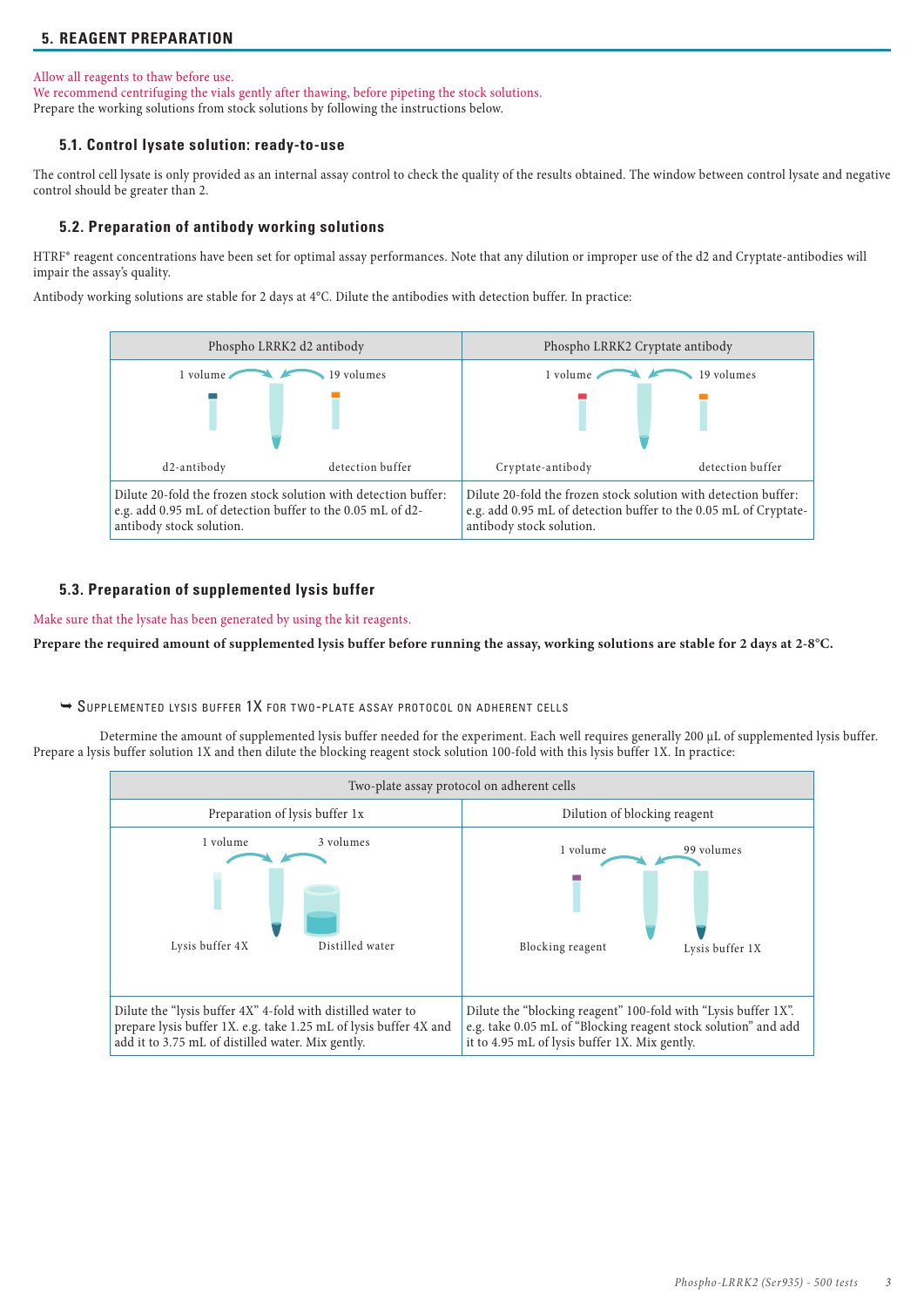## 5. REAGENT PREPARATION

Allow all reagents to thaw before use.
We recommend centrifuging the vials gently after thawing, before pipeting the stock solutions.
Prepare the working solutions from stock solutions by following the instructions below.

### 5.1. Control lysate solution: ready-to-use

The control cell lysate is only provided as an internal assay control to check the quality of the results obtained. The window between control lysate and negative control should be greater than 2.

### 5.2. Preparation of antibody working solutions

HTRF® reagent concentrations have been set for optimal assay performances. Note that any dilution or improper use of the d2 and Cryptate-antibodies will impair the assay's quality.

Antibody working solutions are stable for 2 days at 4°C. Dilute the antibodies with detection buffer. In practice:

| Phospho LRRK2 d2 antibody | Phospho LRRK2 Cryptate antibody |
|---|---|
| 1 volume d2-antibody + 19 volumes detection buffer | 1 volume Cryptate-antibody + 19 volumes detection buffer |
| Dilute 20-fold the frozen stock solution with detection buffer: e.g. add 0.95 mL of detection buffer to the 0.05 mL of d2-antibody stock solution. | Dilute 20-fold the frozen stock solution with detection buffer: e.g. add 0.95 mL of detection buffer to the 0.05 mL of Cryptate-antibody stock solution. |

### 5.3. Preparation of supplemented lysis buffer

Make sure that the lysate has been generated by using the kit reagents.

**Prepare the required amount of supplemented lysis buffer before running the assay, working solutions are stable for 2 days at 2-8°C.**

➥ SUPPLEMENTED LYSIS BUFFER 1X FOR TWO-PLATE ASSAY PROTOCOL ON ADHERENT CELLS

Determine the amount of supplemented lysis buffer needed for the experiment. Each well requires generally 200 µL of supplemented lysis buffer. Prepare a lysis buffer solution 1X and then dilute the blocking reagent stock solution 100-fold with this lysis buffer 1X. In practice:

| Two-plate assay protocol on adherent cells | |
|---|---|
| Preparation of lysis buffer 1x | Dilution of blocking reagent |
| 1 volume Lysis buffer 4X + 3 volumes Distilled water | 1 volume Blocking reagent + 99 volumes Lysis buffer 1X |
| Dilute the "lysis buffer 4X" 4-fold with distilled water to prepare lysis buffer 1X. e.g. take 1.25 mL of lysis buffer 4X and add it to 3.75 mL of distilled water. Mix gently. | Dilute the "blocking reagent" 100-fold with "Lysis buffer 1X". e.g. take 0.05 mL of "Blocking reagent stock solution" and add it to 4.95 mL of lysis buffer 1X. Mix gently. |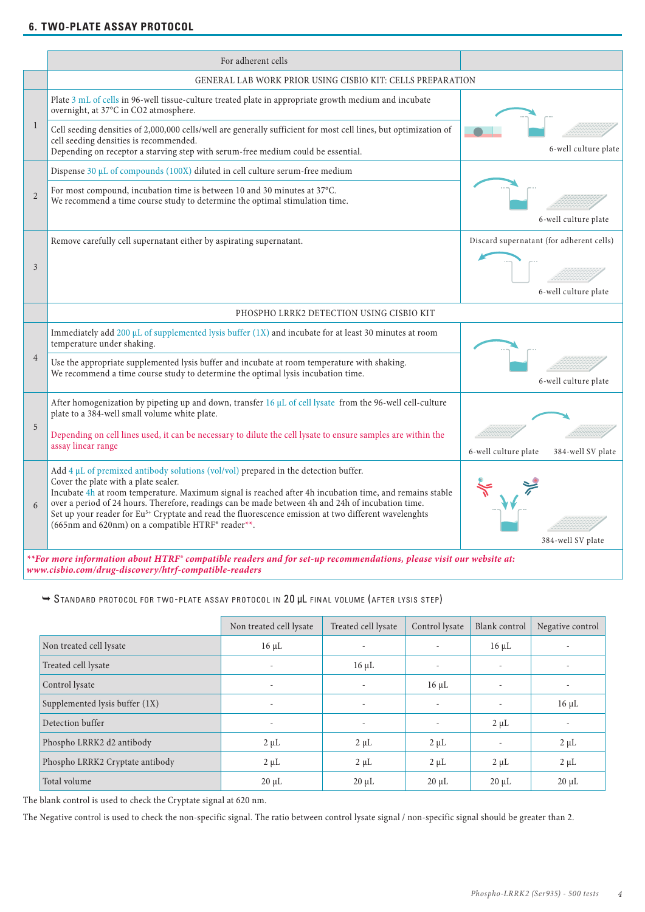## 6. TWO-PLATE ASSAY PROTOCOL

| | For adherent cells | |
|---|---|---|
| | GENERAL LAB WORK PRIOR USING CISBIO KIT: CELLS PREPARATION | |
| 1 | Plate 3 mL of cells in 96-well tissue-culture treated plate in appropriate growth medium and incubate overnight, at 37°C in CO2 atmosphere.<br>Cell seeding densities of 2,000,000 cells/well are generally sufficient for most cell lines, but optimization of cell seeding densities is recommended.<br>Depending on receptor a starving step with serum-free medium could be essential. | 6-well culture plate |
| 2 | Dispense 30 µL of compounds (100X) diluted in cell culture serum-free medium<br>For most compound, incubation time is between 10 and 30 minutes at 37°C.<br>We recommend a time course study to determine the optimal stimulation time. | 6-well culture plate |
| 3 | Remove carefully cell supernatant either by aspirating supernatant. | Discard supernatant (for adherent cells)<br>6-well culture plate |
| | PHOSPHO LRRK2 DETECTION USING CISBIO KIT | |
| 4 | Immediately add 200 µL of supplemented lysis buffer (1X) and incubate for at least 30 minutes at room temperature under shaking.<br>Use the appropriate supplemented lysis buffer and incubate at room temperature with shaking.<br>We recommend a time course study to determine the optimal lysis incubation time. | 6-well culture plate |
| 5 | After homogenization by pipeting up and down, transfer 16 µL of cell lysate from the 96-well cell-culture plate to a 384-well small volume white plate.<br>Depending on cell lines used, it can be necessary to dilute the cell lysate to ensure samples are within the assay linear range | 6-well culture plate<br>384-well SV plate |
| 6 | Add 4 µL of premixed antibody solutions (vol/vol) prepared in the detection buffer.<br>Cover the plate with a plate sealer.<br>Incubate 4h at room temperature. Maximum signal is reached after 4h incubation time, and remains stable over a period of 24 hours. Therefore, readings can be made between 4h and 24h of incubation time.<br>Set up your reader for $Eu^{3+}$ Cryptate and read the fluorescence emission at two different wavelenghts (665nm and 620nm) on a compatible HTRF® reader**. | 384-well SV plate |

***\*\*For more information about HTRF® compatible readers and for set-up recommendations, please visit our website at: www.cisbio.com/drug-discovery/htrf-compatible-readers***

### ➥ Standard protocol for two-plate assay protocol in 20 µL final volume (after lysis step)

| | Non treated cell lysate | Treated cell lysate | Control lysate | Blank control | Negative control |
|---|---|---|---|---|---|
| Non treated cell lysate | 16 µL | - | - | 16 µL | - |
| Treated cell lysate | - | 16 µL | - | - | - |
| Control lysate | - | - | 16 µL | - | - |
| Supplemented lysis buffer (1X) | - | - | - | - | 16 µL |
| Detection buffer | - | - | - | 2 µL | - |
| Phospho LRRK2 d2 antibody | 2 µL | 2 µL | 2 µL | - | 2 µL |
| Phospho LRRK2 Cryptate antibody | 2 µL | 2 µL | 2 µL | 2 µL | 2 µL |
| Total volume | 20 µL | 20 µL | 20 µL | 20 µL | 20 µL |

The blank control is used to check the Cryptate signal at 620 nm.

The Negative control is used to check the non-specific signal. The ratio between control lysate signal / non-specific signal should be greater than 2.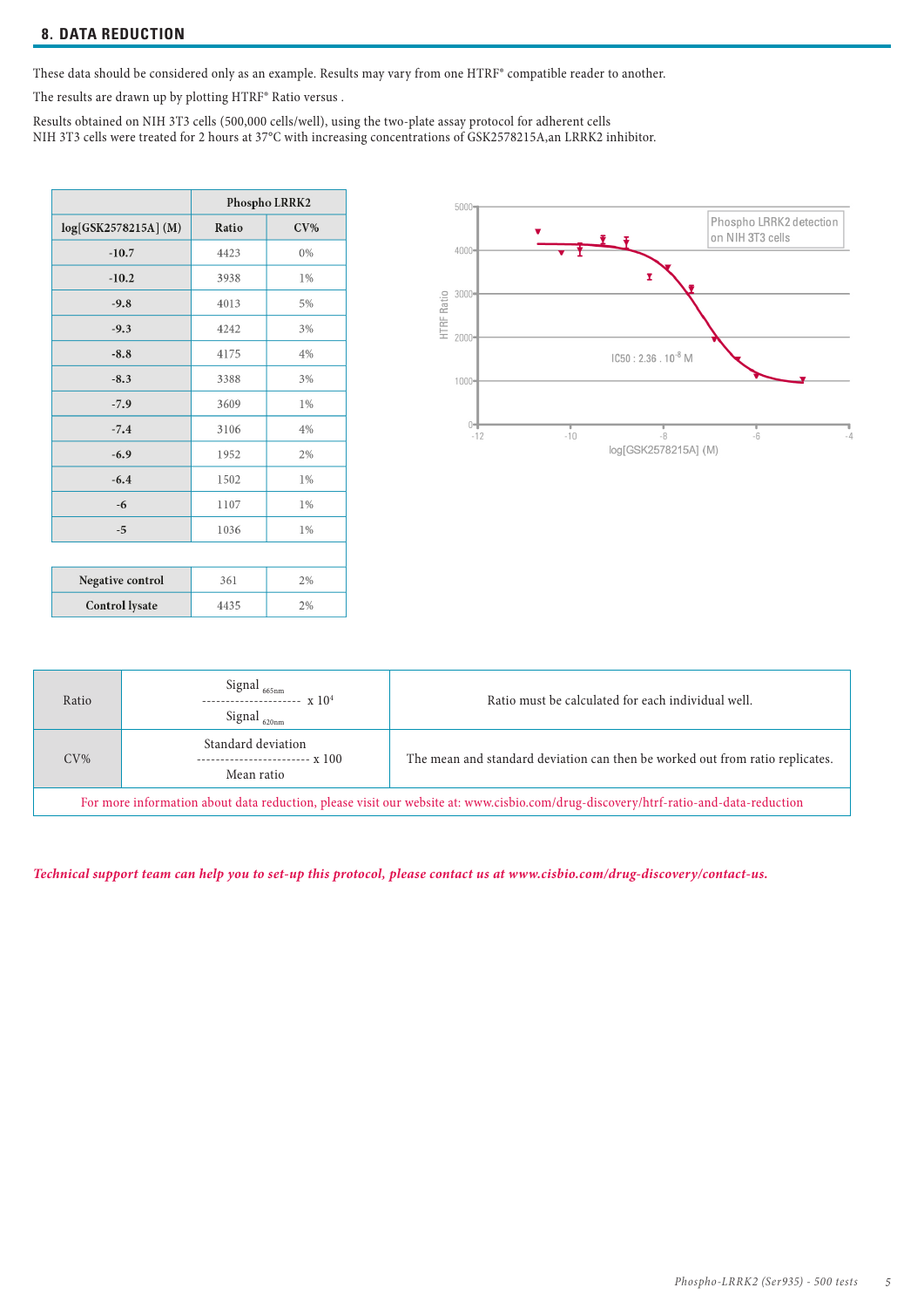## 8. DATA REDUCTION

These data should be considered only as an example. Results may vary from one HTRF® compatible reader to another.

The results are drawn up by plotting HTRF® Ratio versus .

Results obtained on NIH 3T3 cells (500,000 cells/well), using the two-plate assay protocol for adherent cells
NIH 3T3 cells were treated for 2 hours at 37°C with increasing concentrations of GSK2578215A,an LRRK2 inhibitor.

| | Phospho LRRK2 | |
|---|---|---|
| **log[GSK2578215A] (M)** | **Ratio** | **CV%** |
| **-10.7** | 4423 | 0% |
| **-10.2** | 3938 | 1% |
| **-9.8** | 4013 | 5% |
| **-9.3** | 4242 | 3% |
| **-8.8** | 4175 | 4% |
| **-8.3** | 3388 | 3% |
| **-7.9** | 3609 | 1% |
| **-7.4** | 3106 | 4% |
| **-6.9** | 1952 | 2% |
| **-6.4** | 1502 | 1% |
| **-6** | 1107 | 1% |
| **-5** | 1036 | 1% |
| | | |
| **Negative control** | 361 | 2% |
| **Control lysate** | 4435 | 2% |

Phospho LRRK2 detection on NIH 3T3 cells

IC50 : 2.36 . $10^{-8}$ M

| | | |
|---|---|---|
| Ratio | $\frac{\text{Signal}_{665nm}}{\text{Signal}_{620nm}} \times 10^4$ | Ratio must be calculated for each individual well. |
| CV% | $\frac{\text{Standard deviation}}{\text{Mean ratio}} \times 100$ | The mean and standard deviation can then be worked out from ratio replicates. |

For more information about data reduction, please visit our website at: www.cisbio.com/drug-discovery/htrf-ratio-and-data-reduction

***Technical support team can help you to set-up this protocol, please contact us at www.cisbio.com/drug-discovery/contact-us.***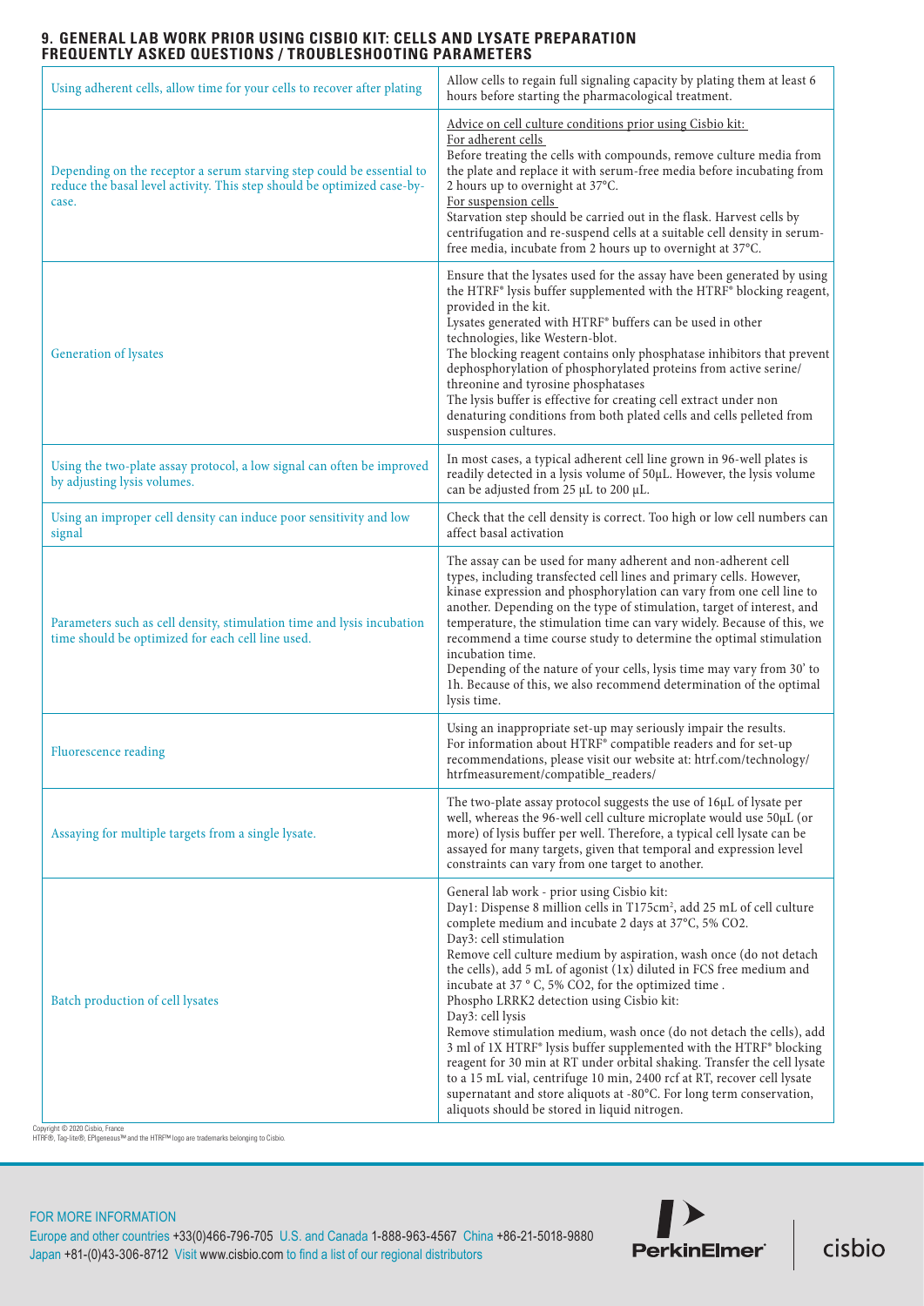## 9. GENERAL LAB WORK PRIOR USING CISBIO KIT: CELLS AND LYSATE PREPARATION FREQUENTLY ASKED QUESTIONS / TROUBLESHOOTING PARAMETERS

| | |
|---|---|
| Using adherent cells, allow time for your cells to recover after plating | Allow cells to regain full signaling capacity by plating them at least 6 hours before starting the pharmacological treatment. |
| Depending on the receptor a serum starving step could be essential to reduce the basal level activity. This step should be optimized case-by-case. | Advice on cell culture conditions prior using Cisbio kit:<br>For adherent cells<br>Before treating the cells with compounds, remove culture media from the plate and replace it with serum-free media before incubating from 2 hours up to overnight at 37°C.<br>For suspension cells<br>Starvation step should be carried out in the flask. Harvest cells by centrifugation and re-suspend cells at a suitable cell density in serum-free media, incubate from 2 hours up to overnight at 37°C. |
| Generation of lysates | Ensure that the lysates used for the assay have been generated by using the HTRF® lysis buffer supplemented with the HTRF® blocking reagent, provided in the kit.<br>Lysates generated with HTRF® buffers can be used in other technologies, like Western-blot.<br>The blocking reagent contains only phosphatase inhibitors that prevent dephosphorylation of phosphorylated proteins from active serine/threonine and tyrosine phosphatases<br>The lysis buffer is effective for creating cell extract under non denaturing conditions from both plated cells and cells pelleted from suspension cultures. |
| Using the two-plate assay protocol, a low signal can often be improved by adjusting lysis volumes. | In most cases, a typical adherent cell line grown in 96-well plates is readily detected in a lysis volume of 50µL. However, the lysis volume can be adjusted from 25 µL to 200 µL. |
| Using an improper cell density can induce poor sensitivity and low signal | Check that the cell density is correct. Too high or low cell numbers can affect basal activation |
| Parameters such as cell density, stimulation time and lysis incubation time should be optimized for each cell line used. | The assay can be used for many adherent and non-adherent cell types, including transfected cell lines and primary cells. However, kinase expression and phosphorylation can vary from one cell line to another. Depending on the type of stimulation, target of interest, and temperature, the stimulation time can vary widely. Because of this, we recommend a time course study to determine the optimal stimulation incubation time.<br>Depending of the nature of your cells, lysis time may vary from 30' to 1h. Because of this, we also recommend determination of the optimal lysis time. |
| Fluorescence reading | Using an inappropriate set-up may seriously impair the results.<br>For information about HTRF® compatible readers and for set-up recommendations, please visit our website at: htrf.com/technology/htrfmeasurement/compatible_readers/ |
| Assaying for multiple targets from a single lysate. | The two-plate assay protocol suggests the use of 16µL of lysate per well, whereas the 96-well cell culture microplate would use 50µL (or more) of lysis buffer per well. Therefore, a typical cell lysate can be assayed for many targets, given that temporal and expression level constraints can vary from one target to another. |
| Batch production of cell lysates | General lab work - prior using Cisbio kit:<br>Day1: Dispense 8 million cells in T175cm², add 25 mL of cell culture complete medium and incubate 2 days at 37°C, 5% CO2.<br>Day3: cell stimulation<br>Remove cell culture medium by aspiration, wash once (do not detach the cells), add 5 mL of agonist (1x) diluted in FCS free medium and incubate at 37 ° C, 5% CO2, for the optimized time .<br>Phospho LRRK2 detection using Cisbio kit:<br>Day3: cell lysis<br>Remove stimulation medium, wash once (do not detach the cells), add 3 ml of 1X HTRF® lysis buffer supplemented with the HTRF® blocking reagent for 30 min at RT under orbital shaking. Transfer the cell lysate to a 15 mL vial, centrifuge 10 min, 2400 rcf at RT, recover cell lysate supernatant and store aliquots at -80°C. For long term conservation, aliquots should be stored in liquid nitrogen. |

Copyright © 2020 Cisbio, France
HTRF®, Tag-lite®, EPIgeneous™ and the HTRF™ logo are trademarks belonging to Cisbio.

FOR MORE INFORMATION
Europe and other countries +33(0)466-796-705 U.S. and Canada 1-888-963-4567 China +86-21-5018-9880
Japan +81-(0)43-306-8712 Visit www.cisbio.com to find a list of our regional distributors

PerkinElmer | cisbio